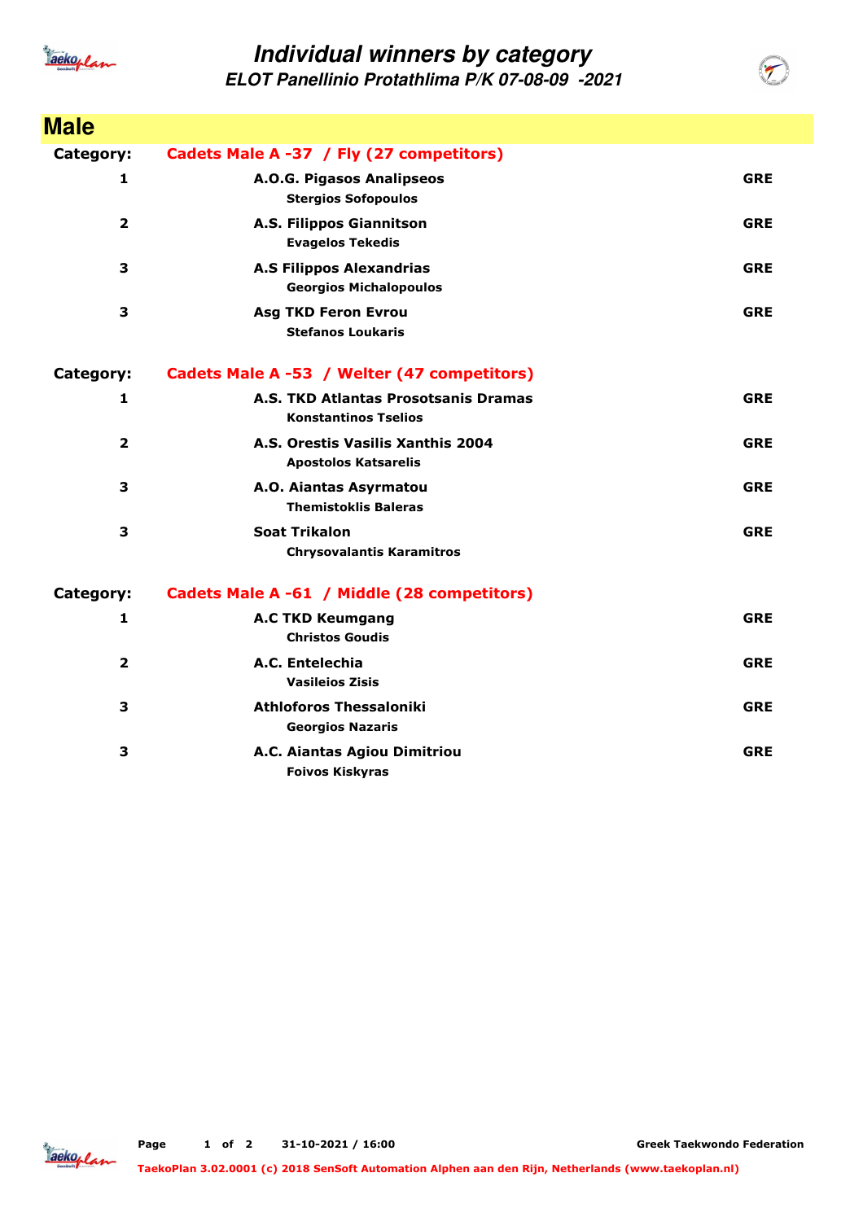# Individual winners by category

## ELOT Panellinio Protathlima P/K 07-08-09 -2021

## Male

**Category:** **Cadets Male A -37 / Fly (27 competitors)**

| Place | Club / Athlete | Country |
|---|---|---|
| 1 | **A.O.G. Pigasos Analipseos**<br>Stergios Sofopoulos | GRE |
| 2 | **A.S. Filippos Giannitson**<br>Evagelos Tekedis | GRE |
| 3 | **A.S Filippos Alexandrias**<br>Georgios Michalopoulos | GRE |
| 3 | **Asg TKD Feron Evrou**<br>Stefanos Loukaris | GRE |

**Category:** **Cadets Male A -53 / Welter (47 competitors)**

| Place | Club / Athlete | Country |
|---|---|---|
| 1 | **A.S. TKD Atlantas Prosotsanis Dramas**<br>Konstantinos Tselios | GRE |
| 2 | **A.S. Orestis Vasilis Xanthis 2004**<br>Apostolos Katsarelis | GRE |
| 3 | **A.O. Aiantas Asyrmatou**<br>Themistoklis Baleras | GRE |
| 3 | **Soat Trikalon**<br>Chrysovalantis Karamitros | GRE |

**Category:** **Cadets Male A -61 / Middle (28 competitors)**

| Place | Club / Athlete | Country |
|---|---|---|
| 1 | **A.C TKD Keumgang**<br>Christos Goudis | GRE |
| 2 | **A.C. Entelechia**<br>Vasileios Zisis | GRE |
| 3 | **Athloforos Thessaloniki**<br>Georgios Nazaris | GRE |
| 3 | **A.C. Aiantas Agiou Dimitriou**<br>Foivos Kiskyras | GRE |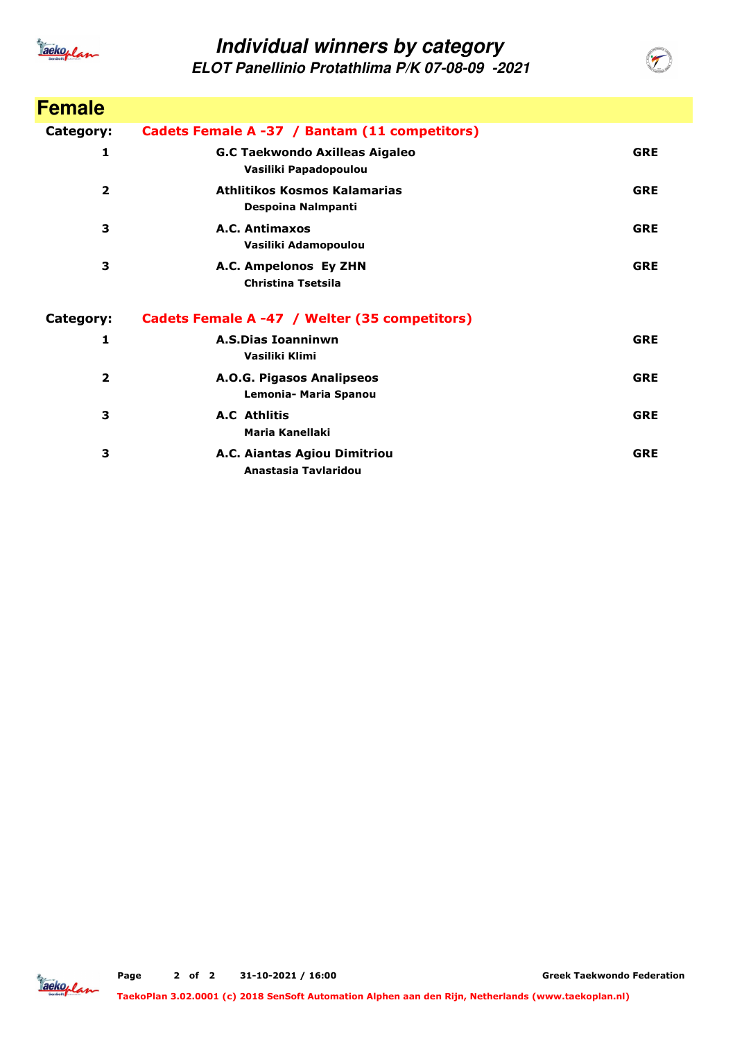# Individual winners by category

## ELOT Panellinio Protathlima P/K 07-08-09 -2021

## Female

**Category:** **Cadets Female A -37 / Bantam (11 competitors)**

| | | |
|---|---|---|
| **1** | **G.C Taekwondo Axilleas Aigaleo**<br>**Vasiliki Papadopoulou** | **GRE** |
| **2** | **Athlitikos Kosmos Kalamarias**<br>**Despoina Nalmpanti** | **GRE** |
| **3** | **A.C. Antimaxos**<br>**Vasiliki Adamopoulou** | **GRE** |
| **3** | **A.C. Ampelonos Ey ZHN**<br>**Christina Tsetsila** | **GRE** |

**Category:** **Cadets Female A -47 / Welter (35 competitors)**

| | | |
|---|---|---|
| **1** | **A.S.Dias Ioanninwn**<br>**Vasiliki Klimi** | **GRE** |
| **2** | **A.O.G. Pigasos Analipseos**<br>**Lemonia- Maria Spanou** | **GRE** |
| **3** | **A.C Athlitis**<br>**Maria Kanellaki** | **GRE** |
| **3** | **A.C. Aiantas Agiou Dimitriou**<br>**Anastasia Tavlaridou** | **GRE** |